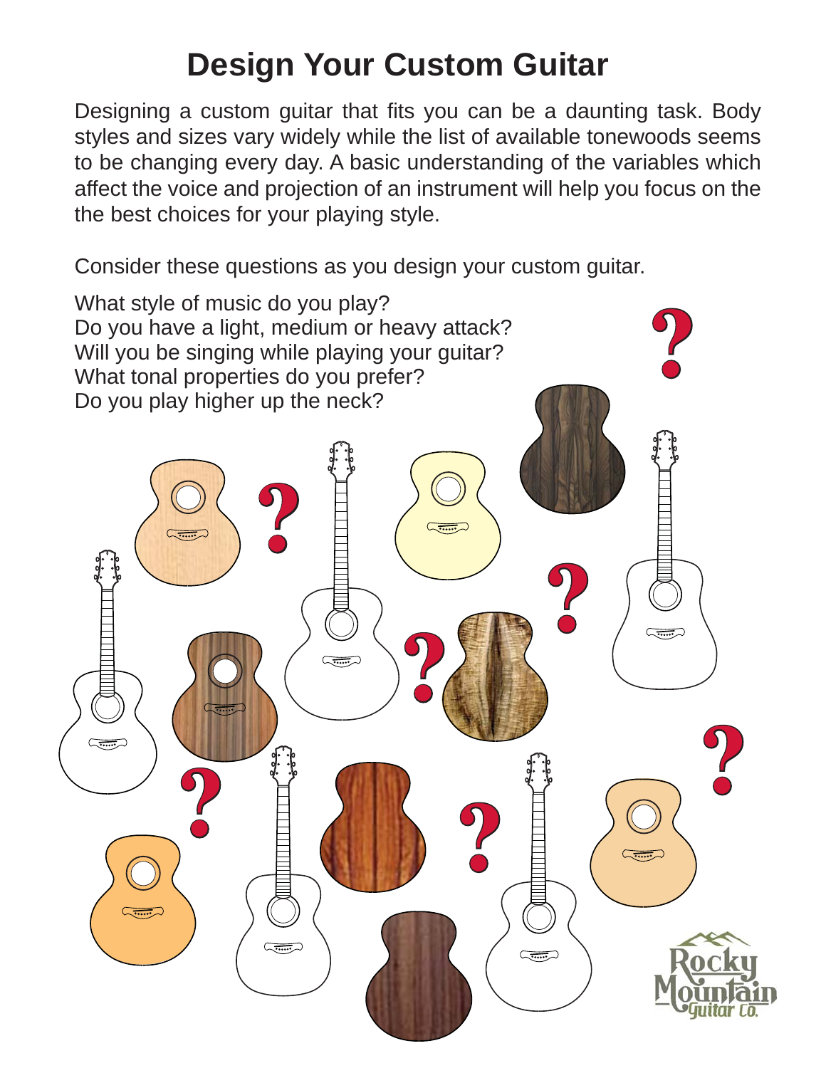# Design Your Custom Guitar

Designing a custom guitar that fits you can be a daunting task. Body styles and sizes vary widely while the list of available tonewoods seems to be changing every day. A basic understanding of the variables which affect the voice and projection of an instrument will help you focus on the the best choices for your playing style.

Consider these questions as you design your custom guitar.

What style of music do you play?
Do you have a light, medium or heavy attack?
Will you be singing while playing your guitar?
What tonal properties do you prefer?
Do you play higher up the neck?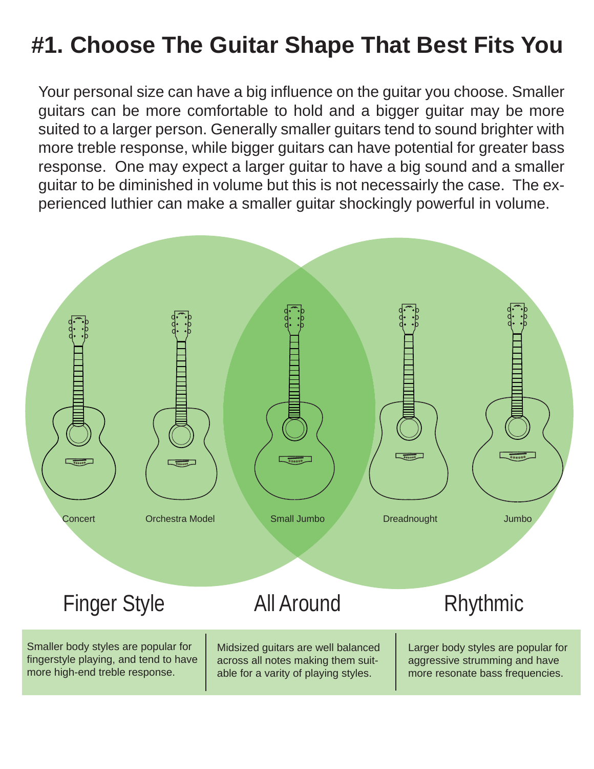# #1. Choose The Guitar Shape That Best Fits You

Your personal size can have a big influence on the guitar you choose. Smaller guitars can be more comfortable to hold and a bigger guitar may be more suited to a larger person. Generally smaller guitars tend to sound brighter with more treble response, while bigger guitars can have potential for greater bass response. One may expect a larger guitar to have a big sound and a smaller guitar to be diminished in volume but this is not necessarily the case. The experienced luthier can make a smaller guitar shockingly powerful in volume.

Concert

Orchestra Model

Small Jumbo

Dreadnought

Jumbo

| Finger Style | All Around | Rhythmic |
| --- | --- | --- |
| Smaller body styles are popular for fingerstyle playing, and tend to have more high-end treble response. | Midsized guitars are well balanced across all notes making them suitable for a varity of playing styles. | Larger body styles are popular for aggressive strumming and have more resonate bass frequencies. |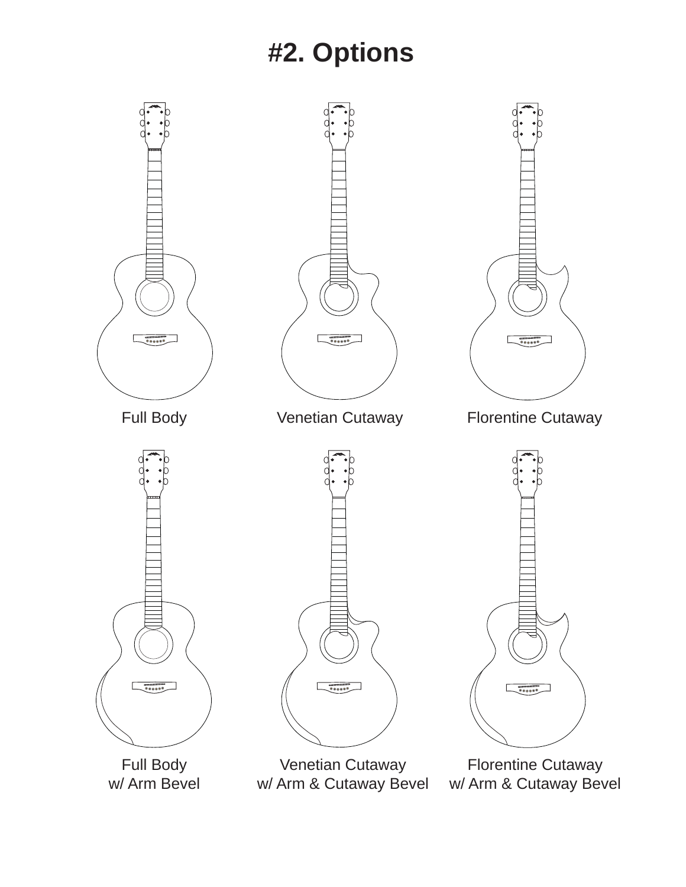# #2. Options

Full Body

Venetian Cutaway

Florentine Cutaway

Full Body
w/ Arm Bevel

Venetian Cutaway
w/ Arm & Cutaway Bevel

Florentine Cutaway
w/ Arm & Cutaway Bevel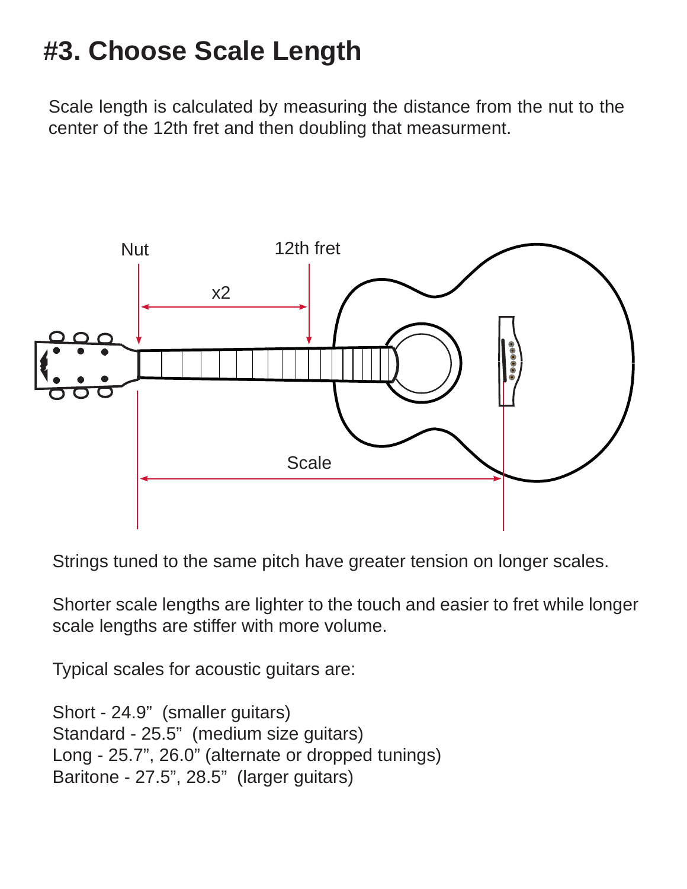# #3. Choose Scale Length

Scale length is calculated by measuring the distance from the nut to the center of the 12th fret and then doubling that measurment.

Strings tuned to the same pitch have greater tension on longer scales.

Shorter scale lengths are lighter to the touch and easier to fret while longer scale lengths are stiffer with more volume.

Typical scales for acoustic guitars are:

Short - 24.9”  (smaller guitars)
Standard - 25.5”  (medium size guitars)
Long - 25.7”, 26.0” (alternate or dropped tunings)
Baritone - 27.5”, 28.5”  (larger guitars)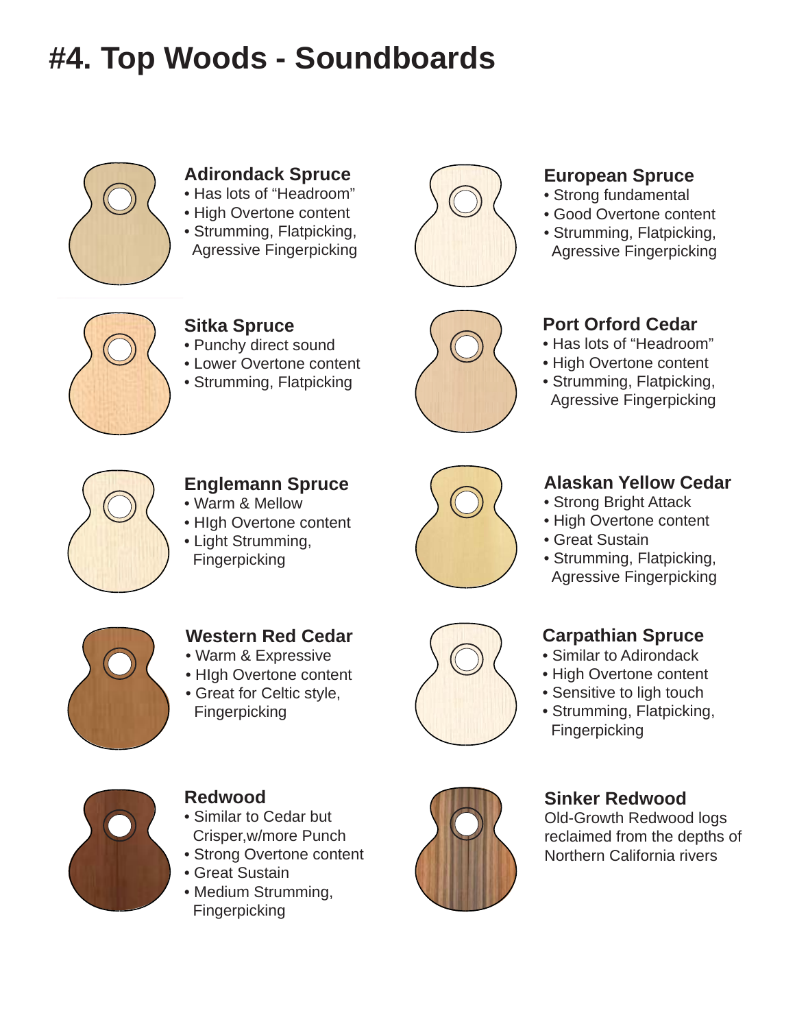# #4. Top Woods - Soundboards

### Adirondack Spruce
- Has lots of "Headroom"
- High Overtone content
- Strumming, Flatpicking, Agressive Fingerpicking

### European Spruce
- Strong fundamental
- Good Overtone content
- Strumming, Flatpicking, Agressive Fingerpicking

### Sitka Spruce
- Punchy direct sound
- Lower Overtone content
- Strumming, Flatpicking

### Port Orford Cedar
- Has lots of "Headroom"
- High Overtone content
- Strumming, Flatpicking, Agressive Fingerpicking

### Englemann Spruce
- Warm & Mellow
- HIgh Overtone content
- Light Strumming, Fingerpicking

### Alaskan Yellow Cedar
- Strong Bright Attack
- High Overtone content
- Great Sustain
- Strumming, Flatpicking, Agressive Fingerpicking

### Western Red Cedar
- Warm & Expressive
- HIgh Overtone content
- Great for Celtic style, Fingerpicking

### Carpathian Spruce
- Similar to Adirondack
- High Overtone content
- Sensitive to ligh touch
- Strumming, Flatpicking, Fingerpicking

### Redwood
- Similar to Cedar but Crisper,w/more Punch
- Strong Overtone content
- Great Sustain
- Medium Strumming, Fingerpicking

### Sinker Redwood
Old-Growth Redwood logs reclaimed from the depths of Northern California rivers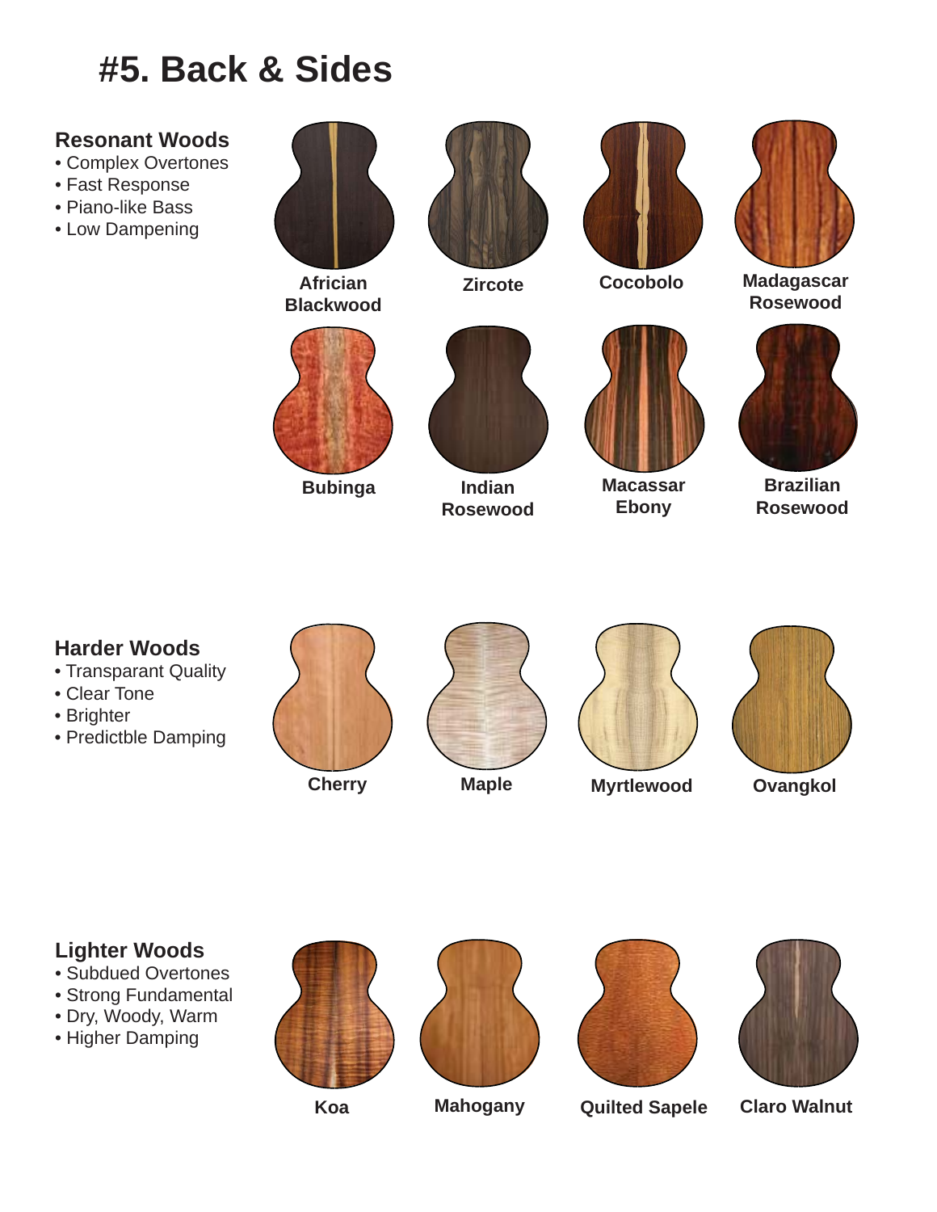# #5. Back & Sides

### Resonant Woods

- Complex Overtones
- Fast Response
- Piano-like Bass
- Low Dampening

Africian Blackwood

Zircote

Cocobolo

Madagascar Rosewood

Bubinga

Indian Rosewood

Macassar Ebony

Brazilian Rosewood

### Harder Woods

- Transparant Quality
- Clear Tone
- Brighter
- Predictble Damping

Cherry

Maple

Myrtlewood

Ovangkol

### Lighter Woods

- Subdued Overtones
- Strong Fundamental
- Dry, Woody, Warm
- Higher Damping

Koa

Mahogany

Quilted Sapele

Claro Walnut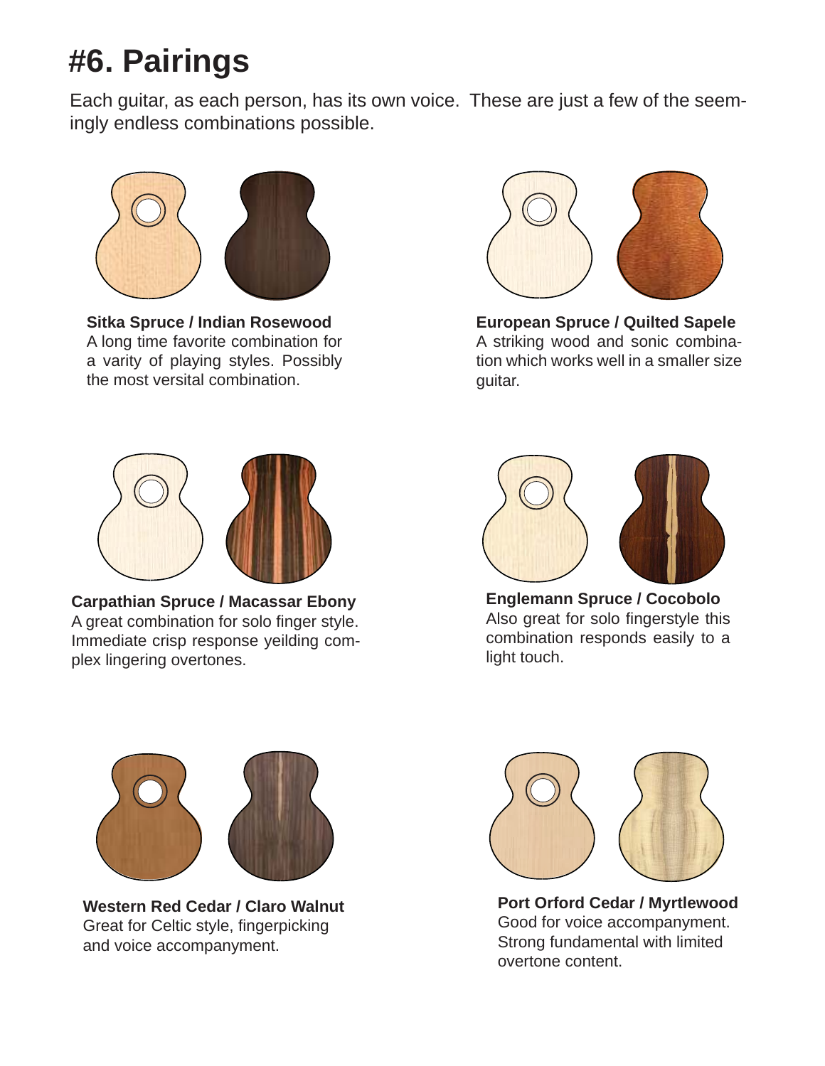# #6. Pairings

Each guitar, as each person, has its own voice. These are just a few of the seemingly endless combinations possible.

**Sitka Spruce / Indian Rosewood**
A long time favorite combination for a varity of playing styles. Possibly the most versital combination.

**European Spruce / Quilted Sapele**
A striking wood and sonic combination which works well in a smaller size guitar.

**Carpathian Spruce / Macassar Ebony**
A great combination for solo finger style. Immediate crisp response yeilding complex lingering overtones.

**Englemann Spruce / Cocobolo**
Also great for solo fingerstyle this combination responds easily to a light touch.

**Western Red Cedar / Claro Walnut**
Great for Celtic style, fingerpicking and voice accompanyment.

**Port Orford Cedar / Myrtlewood**
Good for voice accompanyment. Strong fundamental with limited overtone content.